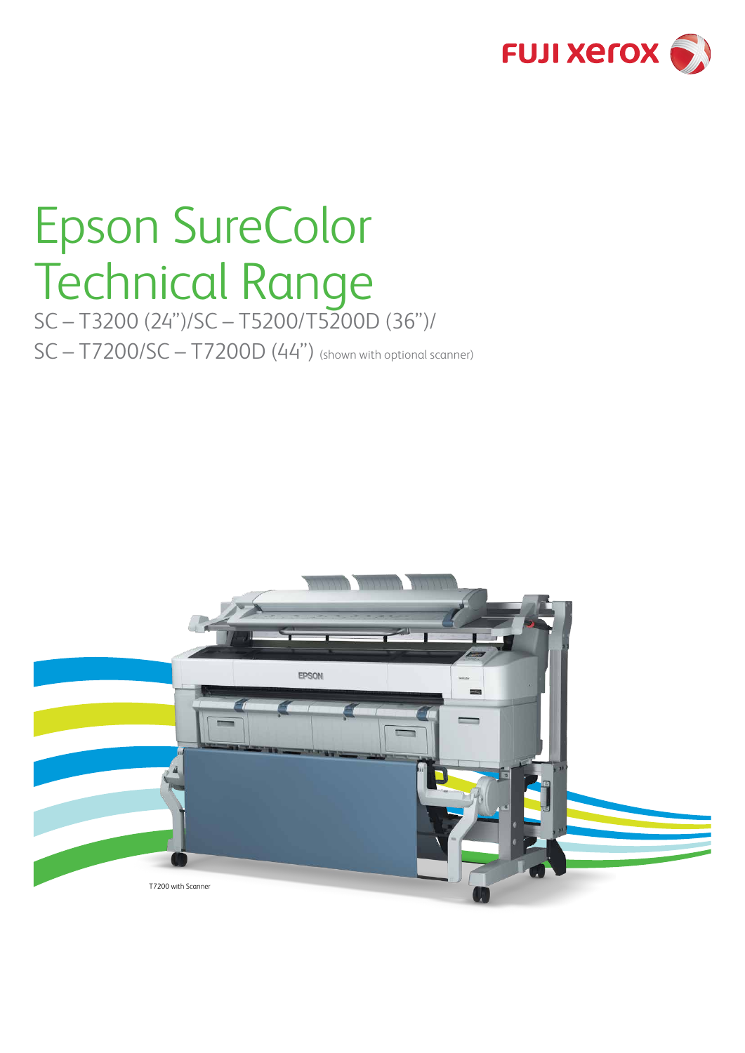FUJI xerox

# Epson SureColor Technical Range

SC – T3200 (24")/SC – T5200/T5200D (36")/
SC – T7200/SC – T7200D (44") (shown with optional scanner)

T7200 with Scanner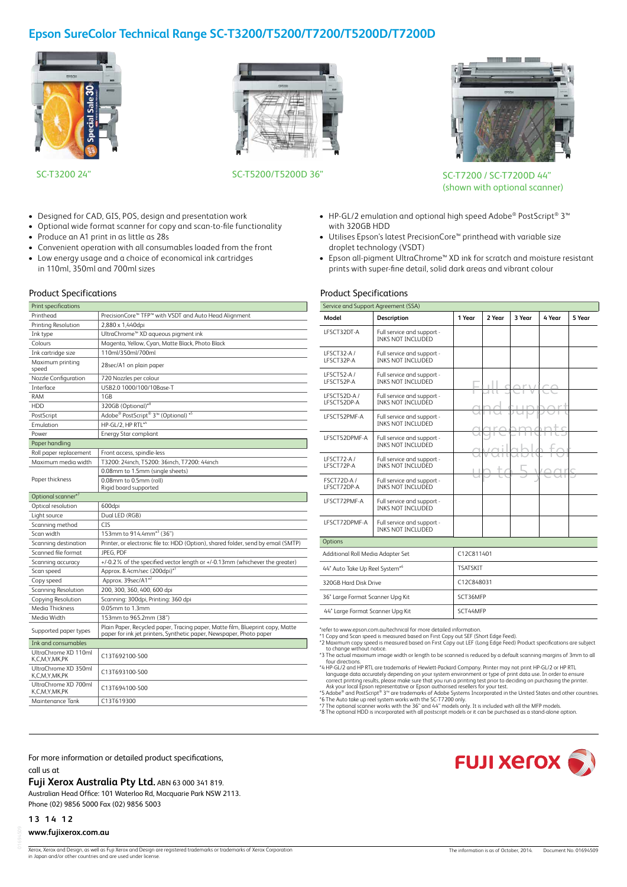// Epson SureColor Technical Range SC-T3200/T5200/T7200/T5200D/T7200D

SC-T3200 24"

SC-T5200/T5200D 36"

SC-T7200 / SC-T7200D 44"
(shown with optional scanner)

- Designed for CAD, GIS, POS, design and presentation work
- Optional wide format scanner for copy and scan-to-file functionality
- Produce an A1 print in as little as 28s
- Convenient operation with all consumables loaded from the front
- Low energy usage and a choice of economical ink cartridges in 110ml, 350ml and 700ml sizes
- HP-GL/2 emulation and optional high speed Adobe® PostScript® 3™ with 320GB HDD
- Utilises Epson's latest PrecisionCore™ printhead with variable size droplet technology (VSDT)
- Epson all-pigment UltraChrome™ XD ink for scratch and moisture resistant prints with super-fine detail, solid dark areas and vibrant colour

## Product Specifications

| | |
|---|---|
| **Print specifications** | |
| Printhead | PrecisionCore™ TFP™ with VSDT and Auto Head Alignment |
| Printing Resolution | 2,880 x 1,440dpi |
| Ink type | UltraChrome™ XD aqueous pigment ink |
| Colours | Magenta, Yellow, Cyan, Matte Black, Photo Black |
| Ink cartridge size | 110ml/350ml/700ml |
| Maximum printing speed | 28sec/A1 on plain paper |
| Nozzle Configuration | 720 Nozzles per colour |
| Interface | USB2.0 1000/100/10Base-T |
| RAM | 1GB |
| HDD | 320GB (Optional)*8 |
| PostScript | Adobe® PostScript® 3™ (Optional) *5 |
| Emulation | HP-GL/2, HP RTL*4 |
| Power | Energy Star compliant |
| **Paper handling** | |
| Roll paper replacement | Front access, spindle-less |
| Maximum media width | T3200: 24inch, T5200: 36inch, T7200: 44inch |
| Paper thickness | 0.08mm to 1.5mm (single sheets) |
| | 0.08mm to 0.5mm (roll) Rigid board supported |
| **Optional scanner*7** | |
| Optical resolution | 600dpi |
| Light source | Dual LED (RGB) |
| Scanning method | CIS |
| Scan width | 153mm to 914.4mm*3 (36") |
| Scanning destination | Printer, or electronic file to: HDD (Option), shared folder, send by email (SMTP) |
| Scanned file format | JPEG, PDF |
| Scanning accuracy | +/-0.2% of the specified vector length or +/-0.13mm (whichever the greater) |
| Scan speed | Approx. 8.4cm/sec (200dpi)*1 |
| Copy speed | Approx. 39sec/A1*2 |
| Scanning Resolution | 200, 300, 360, 400, 600 dpi |
| Copying Resolution | Scanning: 300dpi, Printing: 360 dpi |
| Media Thickness | 0.05mm to 1.3mm |
| Media Width | 153mm to 965.2mm (38") |
| Supported paper types | Plain Paper, Recycled paper, Tracing paper, Matte film, Blueprint copy, Matte paper for ink jet printers, Synthetic paper, Newspaper, Photo paper |
| **Ink and consumables** | |
| UltraChrome XD 110ml K,C,M,Y,MK,PK | C13T692100-500 |
| UltraChrome XD 350ml K,C,M,Y,MK,PK | C13T693100-500 |
| UltraChrome XD 700ml K,C,M,Y,MK,PK | C13T694100-500 |
| Maintenance Tank | C13T619300 |

## Product Specifications

| Service and Support Agreement (SSA) | | | | | | |
|---|---|---|---|---|---|---|
| **Model** | **Description** | **1 Year** | **2 Year** | **3 Year** | **4 Year** | **5 Year** |
| LFSCT32DT-A | Full service and support - INKS NOT INCLUDED | | | | | |
| LFSCT32-A / LFSCT32P-A | Full service and support - INKS NOT INCLUDED | | | | | |
| LFSCT52-A / LFSCT52P-A | Full service and support - INKS NOT INCLUDED | | | | | |
| LFSCT52D-A / LFSCT52DP-A | Full service and support - INKS NOT INCLUDED | | | | | |
| LFSCT52PMF-A | Full service and support - INKS NOT INCLUDED | | | | | |
| LFSCT52DPMF-A | Full service and support - INKS NOT INCLUDED | | | | | |
| LFSCT72-A / LFSCT72P-A | Full service and support - INKS NOT INCLUDED | | | | | |
| FSCT72D-A / LFSCT72DP-A | Full service and support - INKS NOT INCLUDED | | | | | |
| LFSCT72PMF-A | Full service and support - INKS NOT INCLUDED | | | | | |
| LFSCT72DPMF-A | Full service and support - INKS NOT INCLUDED | | | | | |

Full service and support agreements available for up to 5 years

| Options | |
|---|---|
| Additional Roll Media Adapter Set | C12C811401 |
| 44" Auto Take Up Reel System*6 | TSATSKIT |
| 320GB Hard Disk Drive | C12C848031 |
| 36" Large Format Scanner Upg Kit | SCT36MFP |
| 44" Large Format Scanner Upg Kit | SCT44MFP |

*refer to www.epson.com.au/technical for more detailed information.
*1 Copy and Scan speed is measured based on First Copy out SEF (Short Edge Feed).
*2 Maximum copy speed is measured based on First Copy out LEF (Long Edge Feed) Product specifications are subject to change without notice.
*3 The actual maximum image width or length to be scanned is reduced by a default scanning margins of 3mm to all four directions.
*4 HP-GL/2 and HP RTL are trademarks of Hewlett-Packard Company. Printer may not print HP-GL/2 or HP RTL language data accurately depending on your system environment or type of print data use. In order to ensure correct printing results, please make sure that you run a printing test prior to deciding on purchasing the printer. Ask your local Epson representative or Epson authorised resellers for your test.
*5 Adobe® and PostScript® 3™ are trademarks of Adobe Systems Incorporated in the United States and other countries.
*6 The Auto take up reel system works with the SC-T7200 only.
*7 The optional scanner works with the 36" and 44" models only. It is included with all the MFP models.
*8 The optional HDD is incorporated with all postscript models or it can be purchased as a stand-alone option.

For more information or detailed product specifications, call us at

**Fuji Xerox Australia Pty Ltd.** ABN 63 000 341 819.
Australian Head Office: 101 Waterloo Rd, Macquarie Park NSW 2113.
Phone (02) 9856 5000 Fax (02) 9856 5003

**13 14 12**

**www.fujixerox.com.au**

FUJI xerox

Xerox, Xerox and Design, as well as Fuji Xerox and Design are registered trademarks or trademarks of Xerox Corporation in Japan and/or other countries and are used under license.

The information is as of October, 2014. Document No. 01694509